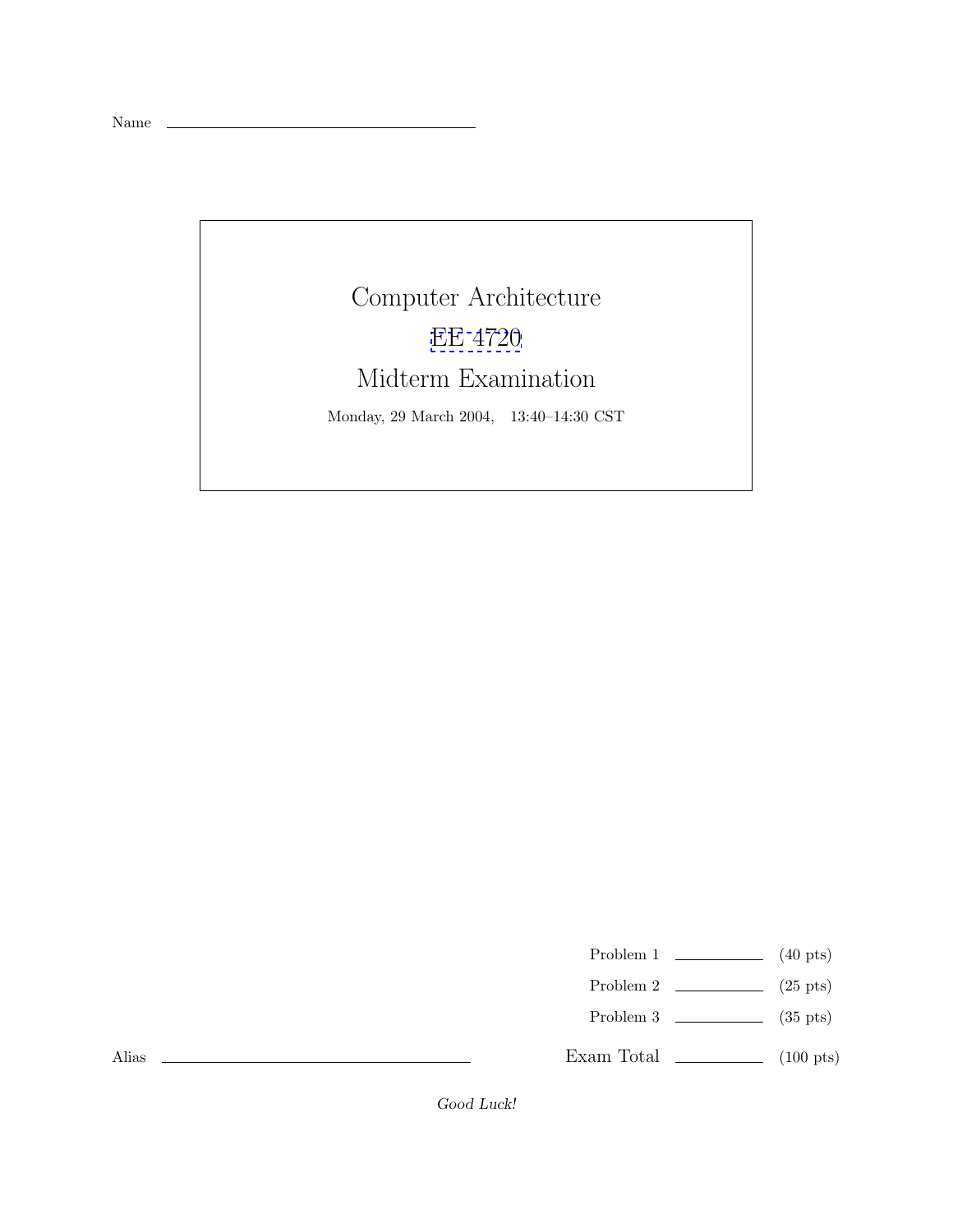Name \_\_\_\_\_\_\_\_\_\_\_\_\_\_\_\_\_\_\_\_\_\_\_\_\_\_\_\_\_\_

# Computer Architecture

# EE 4720

# Midterm Examination

Monday, 29 March 2004, 13:40–14:30 CST

| | | |
|---|---|---|
| Problem 1 | \_\_\_\_\_\_\_\_ | (40 pts) |
| Problem 2 | \_\_\_\_\_\_\_\_ | (25 pts) |
| Problem 3 | \_\_\_\_\_\_\_\_ | (35 pts) |
| Exam Total | \_\_\_\_\_\_\_\_ | (100 pts) |

Alias \_\_\_\_\_\_\_\_\_\_\_\_\_\_\_\_\_\_\_\_\_\_\_\_\_\_\_\_\_\_

*Good Luck!*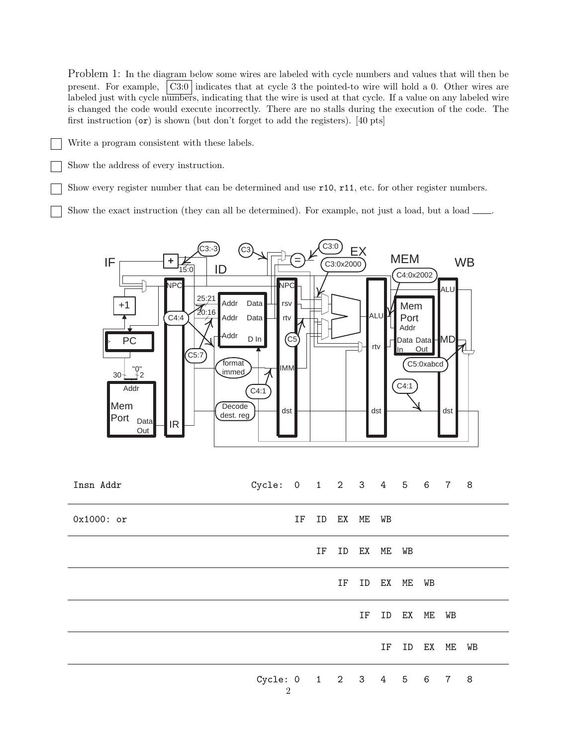Problem 1: In the diagram below some wires are labeled with cycle numbers and values that will then be present. For example, C3:0 indicates that at cycle 3 the pointed-to wire will hold a 0. Other wires are labeled just with cycle numbers, indicating that the wire is used at that cycle. If a value on any labeled wire is changed the code would execute incorrectly. There are no stalls during the execution of the code. The first instruction (`or`) is shown (but don't forget to add the registers). [40 pts]

- [ ] Write a program consistent with these labels.
- [ ] Show the address of every instruction.
- [ ] Show every register number that can be determined and use `r10`, `r11`, etc. for other register numbers.
- [ ] Show the exact instruction (they can all be determined). For example, not just a load, but a load ____.

| Insn Addr | Cycle: 0 | 1 | 2 | 3 | 4 | 5 | 6 | 7 | 8 |
|---|---|---|---|---|---|---|---|---|---|
| 0x1000: or | IF | ID | EX | ME | WB | | | | |
| | | IF | ID | EX | ME | WB | | | |
| | | | IF | ID | EX | ME | WB | | |
| | | | | IF | ID | EX | ME | WB | |
| | | | | | IF | ID | EX | ME | WB |
| | Cycle: 0 | 1 | 2 | 3 | 4 | 5 | 6 | 7 | 8 |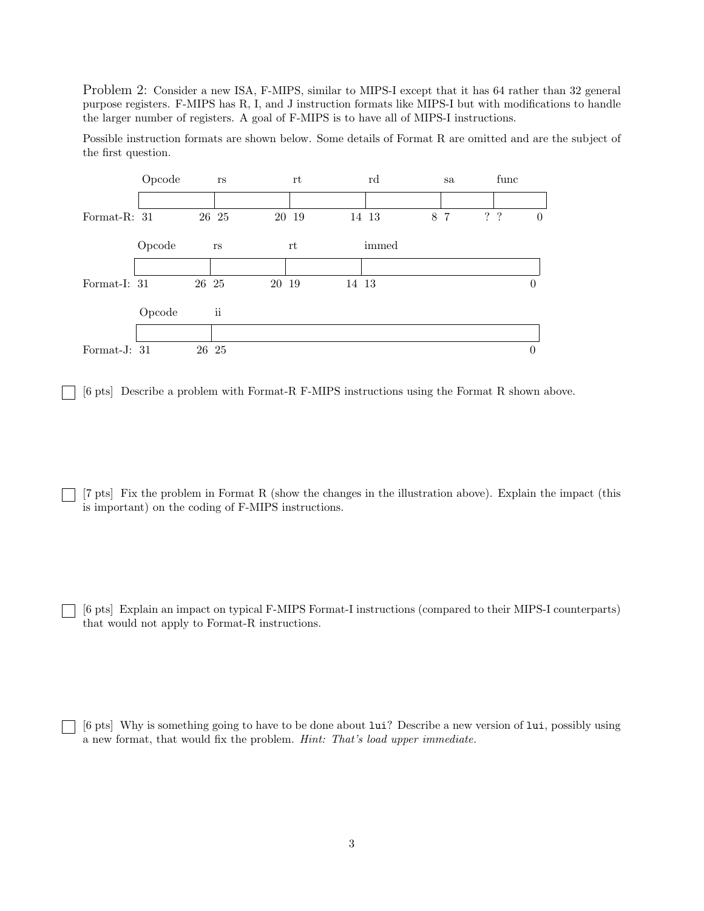Problem 2: Consider a new ISA, F-MIPS, similar to MIPS-I except that it has 64 rather than 32 general purpose registers. F-MIPS has R, I, and J instruction formats like MIPS-I but with modifications to handle the larger number of registers. A goal of F-MIPS is to have all of MIPS-I instructions.

Possible instruction formats are shown below. Some details of Format R are omitted and are the subject of the first question.

**Format-R:**

| Opcode | rs | rt | rd | sa | func |
|---|---|---|---|---|---|
| 31 26 | 25 20 | 19 14 | 13 8 | 7 ? | ? 0 |

**Format-I:**

| Opcode | rs | rt | immed |
|---|---|---|---|
| 31 26 | 25 20 | 19 14 | 13 0 |

**Format-J:**

| Opcode | ii |
|---|---|
| 31 26 | 25 0 |

☐ [6 pts] Describe a problem with Format-R F-MIPS instructions using the Format R shown above.

☐ [7 pts] Fix the problem in Format R (show the changes in the illustration above). Explain the impact (this is important) on the coding of F-MIPS instructions.

☐ [6 pts] Explain an impact on typical F-MIPS Format-I instructions (compared to their MIPS-I counterparts) that would not apply to Format-R instructions.

☐ [6 pts] Why is something going to have to be done about `lui`? Describe a new version of `lui`, possibly using a new format, that would fix the problem. *Hint: That's load upper immediate.*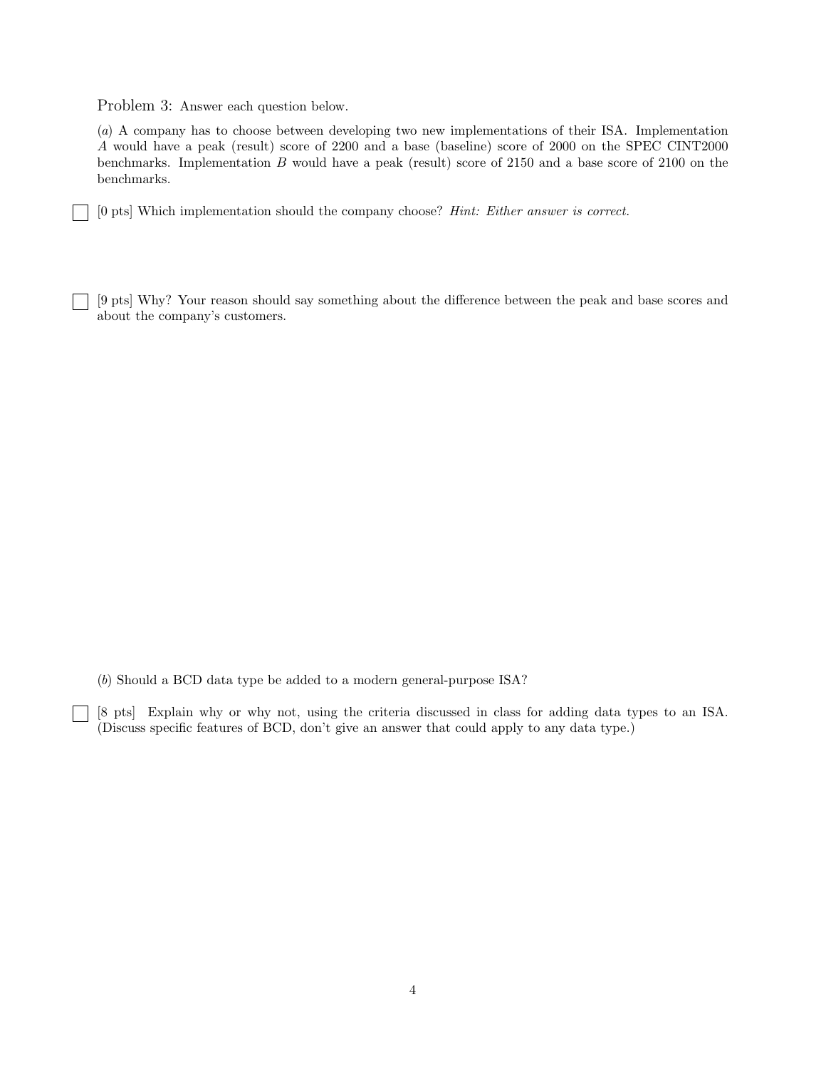Problem 3: Answer each question below.

(*a*) A company has to choose between developing two new implementations of their ISA. Implementation *A* would have a peak (result) score of 2200 and a base (baseline) score of 2000 on the SPEC CINT2000 benchmarks. Implementation *B* would have a peak (result) score of 2150 and a base score of 2100 on the benchmarks.

☐ [0 pts] Which implementation should the company choose? *Hint: Either answer is correct.*

☐ [9 pts] Why? Your reason should say something about the difference between the peak and base scores and about the company's customers.

(*b*) Should a BCD data type be added to a modern general-purpose ISA?

☐ [8 pts] Explain why or why not, using the criteria discussed in class for adding data types to an ISA. (Discuss specific features of BCD, don't give an answer that could apply to any data type.)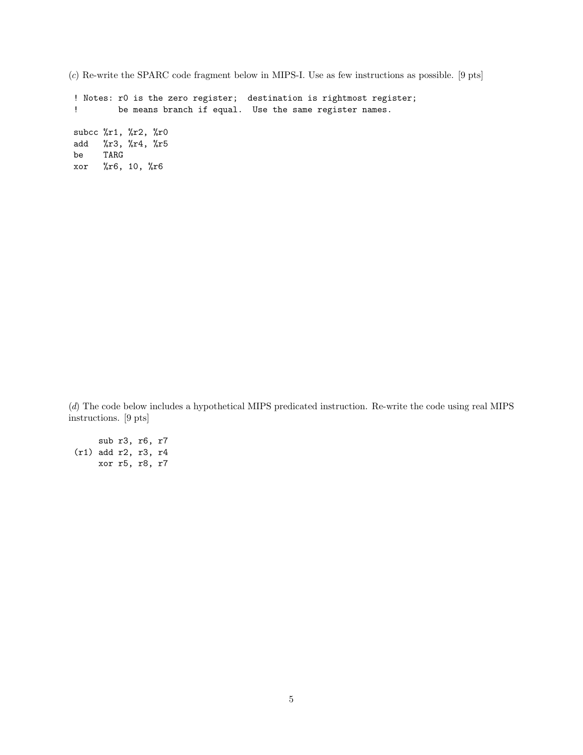(*c*) Re-write the SPARC code fragment below in MIPS-I. Use as few instructions as possible. [9 pts]

```
! Notes: r0 is the zero register;  destination is rightmost register;
!        be means branch if equal.  Use the same register names.

subcc %r1, %r2, %r0
add   %r3, %r4, %r5
be    TARG
xor   %r6, 10, %r6
```

(*d*) The code below includes a hypothetical MIPS predicated instruction. Re-write the code using real MIPS instructions. [9 pts]

```
     sub r3, r6, r7
(r1) add r2, r3, r4
     xor r5, r8, r7
```